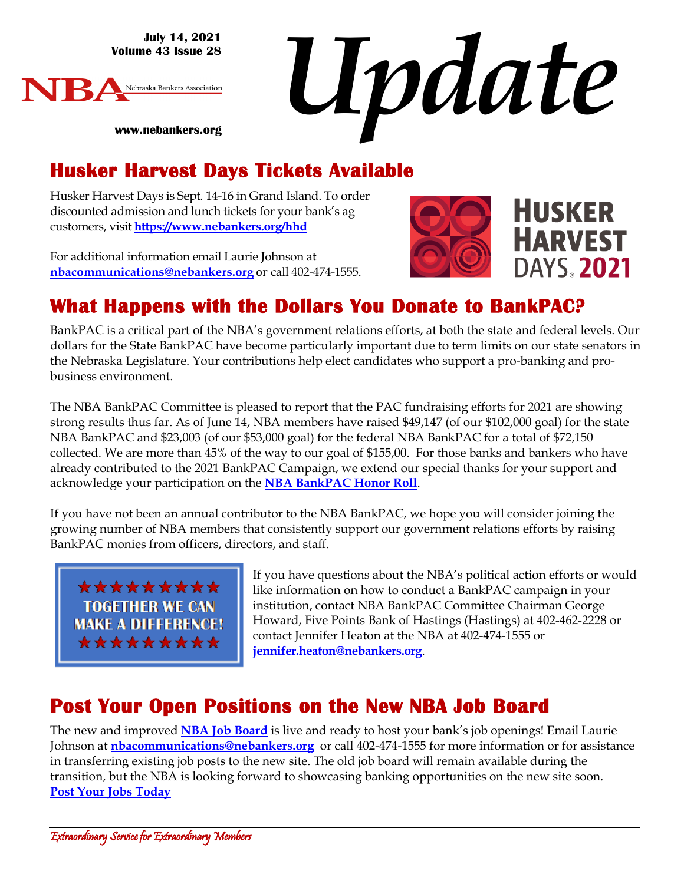July 14, 2021
Volume 43 Issue 28

NBA Nebraska Bankers Association

www.nebankers.org

# Update

## Husker Harvest Days Tickets Available

Husker Harvest Days is Sept. 14-16 in Grand Island. To order discounted admission and lunch tickets for your bank's ag customers, visit **https://www.nebankers.org/hhd**

For additional information email Laurie Johnson at **nbacommunications@nebankers.org** or call 402-474-1555.

## What Happens with the Dollars You Donate to BankPAC?

BankPAC is a critical part of the NBA's government relations efforts, at both the state and federal levels. Our dollars for the State BankPAC have become particularly important due to term limits on our state senators in the Nebraska Legislature. Your contributions help elect candidates who support a pro-banking and pro-business environment.

The NBA BankPAC Committee is pleased to report that the PAC fundraising efforts for 2021 are showing strong results thus far. As of June 14, NBA members have raised $49,147 (of our $102,000 goal) for the state NBA BankPAC and $23,003 (of our $53,000 goal) for the federal NBA BankPAC for a total of $72,150 collected. We are more than 45% of the way to our goal of $155,00. For those banks and bankers who have already contributed to the 2021 BankPAC Campaign, we extend our special thanks for your support and acknowledge your participation on the **NBA BankPAC Honor Roll**.

If you have not been an annual contributor to the NBA BankPAC, we hope you will consider joining the growing number of NBA members that consistently support our government relations efforts by raising BankPAC monies from officers, directors, and staff.

★★★★★★★★★★
TOGETHER WE CAN MAKE A DIFFERENCE!
★★★★★★★★★★

If you have questions about the NBA's political action efforts or would like information on how to conduct a BankPAC campaign in your institution, contact NBA BankPAC Committee Chairman George Howard, Five Points Bank of Hastings (Hastings) at 402-462-2228 or contact Jennifer Heaton at the NBA at 402-474-1555 or **jennifer.heaton@nebankers.org**.

## Post Your Open Positions on the New NBA Job Board

The new and improved **NBA Job Board** is live and ready to host your bank's job openings! Email Laurie Johnson at **nbacommunications@nebankers.org** or call 402-474-1555 for more information or for assistance in transferring existing job posts to the new site. The old job board will remain available during the transition, but the NBA is looking forward to showcasing banking opportunities on the new site soon.
**Post Your Jobs Today**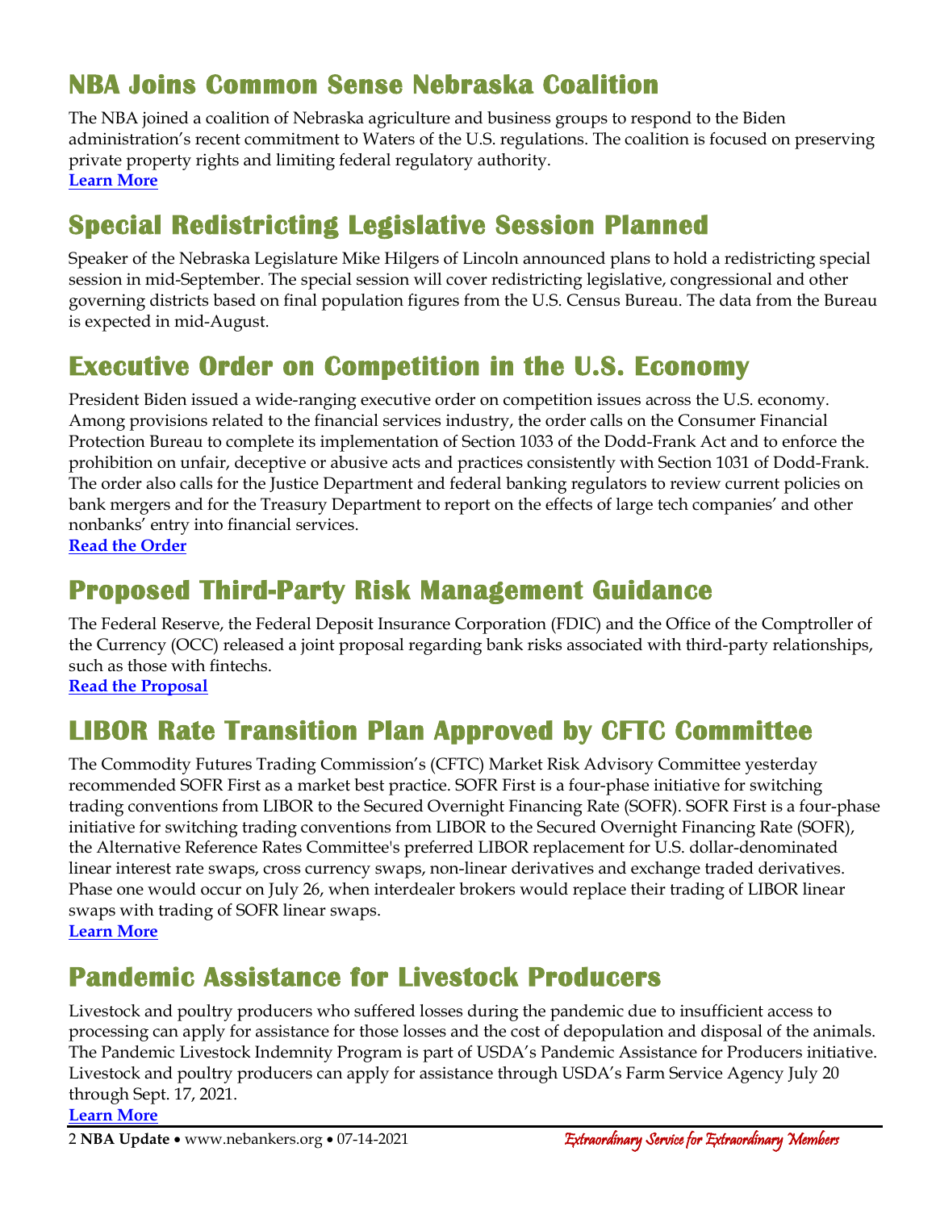## NBA Joins Common Sense Nebraska Coalition

The NBA joined a coalition of Nebraska agriculture and business groups to respond to the Biden administration's recent commitment to Waters of the U.S. regulations. The coalition is focused on preserving private property rights and limiting federal regulatory authority.
**Learn More**

## Special Redistricting Legislative Session Planned

Speaker of the Nebraska Legislature Mike Hilgers of Lincoln announced plans to hold a redistricting special session in mid-September. The special session will cover redistricting legislative, congressional and other governing districts based on final population figures from the U.S. Census Bureau. The data from the Bureau is expected in mid-August.

## Executive Order on Competition in the U.S. Economy

President Biden issued a wide-ranging executive order on competition issues across the U.S. economy. Among provisions related to the financial services industry, the order calls on the Consumer Financial Protection Bureau to complete its implementation of Section 1033 of the Dodd-Frank Act and to enforce the prohibition on unfair, deceptive or abusive acts and practices consistently with Section 1031 of Dodd-Frank. The order also calls for the Justice Department and federal banking regulators to review current policies on bank mergers and for the Treasury Department to report on the effects of large tech companies' and other nonbanks' entry into financial services.
**Read the Order**

## Proposed Third-Party Risk Management Guidance

The Federal Reserve, the Federal Deposit Insurance Corporation (FDIC) and the Office of the Comptroller of the Currency (OCC) released a joint proposal regarding bank risks associated with third-party relationships, such as those with fintechs.
**Read the Proposal**

## LIBOR Rate Transition Plan Approved by CFTC Committee

The Commodity Futures Trading Commission's (CFTC) Market Risk Advisory Committee yesterday recommended SOFR First as a market best practice. SOFR First is a four-phase initiative for switching trading conventions from LIBOR to the Secured Overnight Financing Rate (SOFR). SOFR First is a four-phase initiative for switching trading conventions from LIBOR to the Secured Overnight Financing Rate (SOFR), the Alternative Reference Rates Committee's preferred LIBOR replacement for U.S. dollar-denominated linear interest rate swaps, cross currency swaps, non-linear derivatives and exchange traded derivatives. Phase one would occur on July 26, when interdealer brokers would replace their trading of LIBOR linear swaps with trading of SOFR linear swaps.
**Learn More**

## Pandemic Assistance for Livestock Producers

Livestock and poultry producers who suffered losses during the pandemic due to insufficient access to processing can apply for assistance for those losses and the cost of depopulation and disposal of the animals. The Pandemic Livestock Indemnity Program is part of USDA's Pandemic Assistance for Producers initiative. Livestock and poultry producers can apply for assistance through USDA's Farm Service Agency July 20 through Sept. 17, 2021.
**Learn More**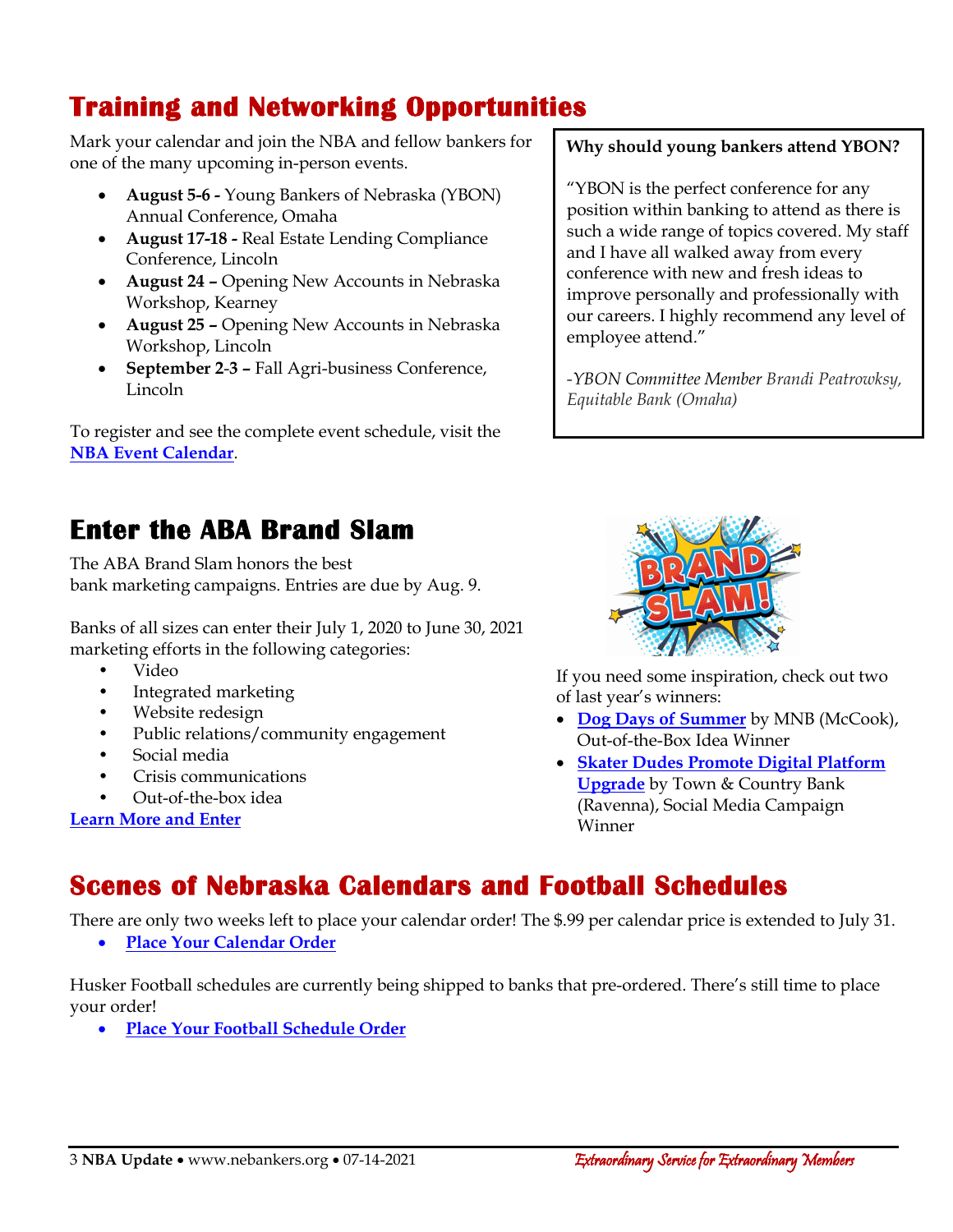## Training and Networking Opportunities

Mark your calendar and join the NBA and fellow bankers for one of the many upcoming in-person events.

- **August 5-6 -** Young Bankers of Nebraska (YBON) Annual Conference, Omaha
- **August 17-18 -** Real Estate Lending Compliance Conference, Lincoln
- **August 24 –** Opening New Accounts in Nebraska Workshop, Kearney
- **August 25 –** Opening New Accounts in Nebraska Workshop, Lincoln
- **September 2-3 –** Fall Agri-business Conference, Lincoln

To register and see the complete event schedule, visit the **NBA Event Calendar**.

**Why should young bankers attend YBON?**

"YBON is the perfect conference for any position within banking to attend as there is such a wide range of topics covered. My staff and I have all walked away from every conference with new and fresh ideas to improve personally and professionally with our careers. I highly recommend any level of employee attend."

*-YBON Committee Member Brandi Peatrowksy, Equitable Bank (Omaha)*

## Enter the ABA Brand Slam

The ABA Brand Slam honors the best bank marketing campaigns. Entries are due by Aug. 9.

Banks of all sizes can enter their July 1, 2020 to June 30, 2021 marketing efforts in the following categories:

- Video
- Integrated marketing
- Website redesign
- Public relations/community engagement
- Social media
- Crisis communications
- Out-of-the-box idea

**Learn More and Enter**

If you need some inspiration, check out two of last year's winners:

- **Dog Days of Summer** by MNB (McCook), Out-of-the-Box Idea Winner
- **Skater Dudes Promote Digital Platform Upgrade** by Town & Country Bank (Ravenna), Social Media Campaign Winner

## Scenes of Nebraska Calendars and Football Schedules

There are only two weeks left to place your calendar order! The $.99 per calendar price is extended to July 31.

- **Place Your Calendar Order**

Husker Football schedules are currently being shipped to banks that pre-ordered. There's still time to place your order!

- **Place Your Football Schedule Order**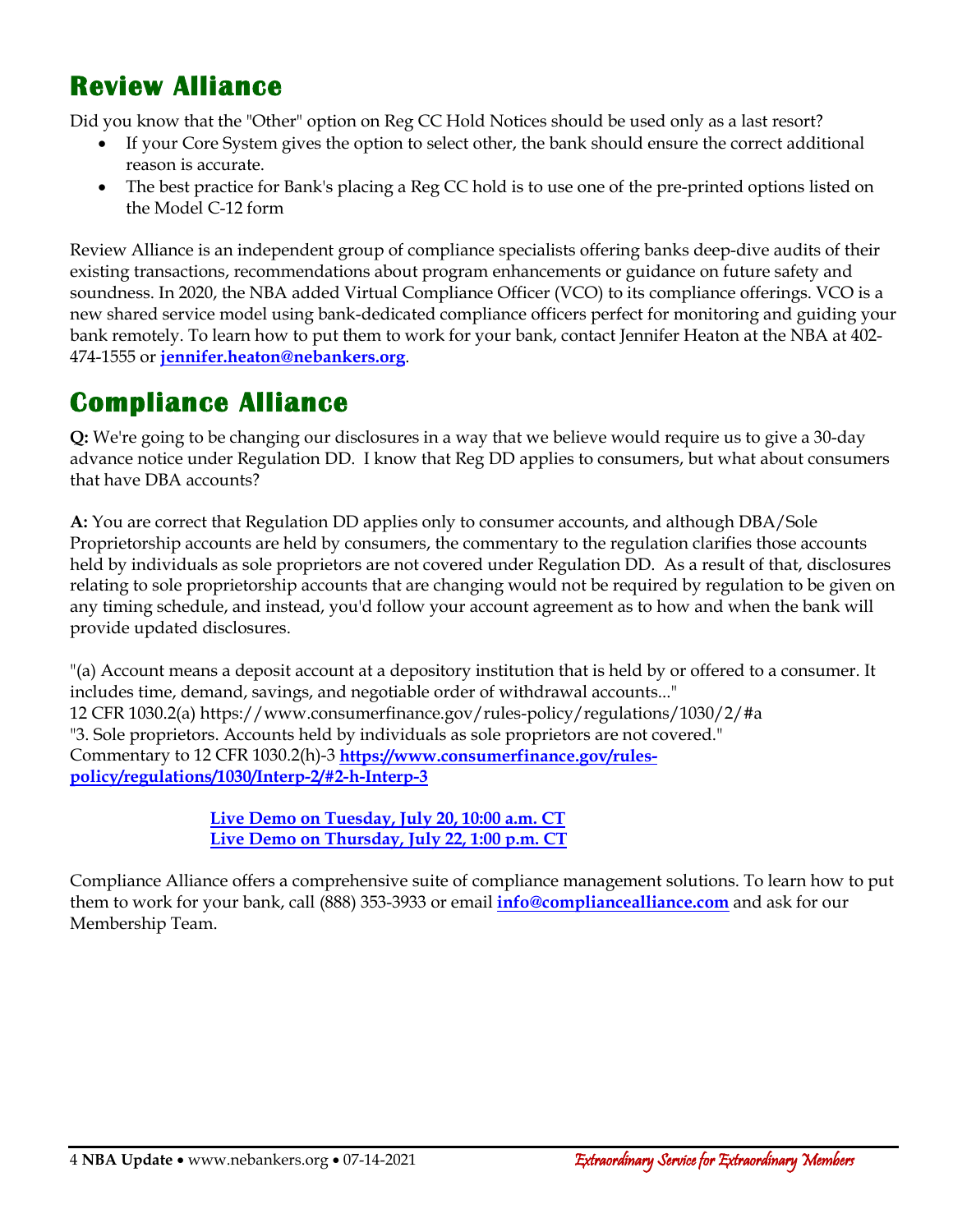## Review Alliance

Did you know that the "Other" option on Reg CC Hold Notices should be used only as a last resort?

- If your Core System gives the option to select other, the bank should ensure the correct additional reason is accurate.
- The best practice for Bank's placing a Reg CC hold is to use one of the pre-printed options listed on the Model C-12 form

Review Alliance is an independent group of compliance specialists offering banks deep-dive audits of their existing transactions, recommendations about program enhancements or guidance on future safety and soundness. In 2020, the NBA added Virtual Compliance Officer (VCO) to its compliance offerings. VCO is a new shared service model using bank-dedicated compliance officers perfect for monitoring and guiding your bank remotely. To learn how to put them to work for your bank, contact Jennifer Heaton at the NBA at 402-474-1555 or **jennifer.heaton@nebankers.org**.

## Compliance Alliance

**Q:** We're going to be changing our disclosures in a way that we believe would require us to give a 30-day advance notice under Regulation DD. I know that Reg DD applies to consumers, but what about consumers that have DBA accounts?

**A:** You are correct that Regulation DD applies only to consumer accounts, and although DBA/Sole Proprietorship accounts are held by consumers, the commentary to the regulation clarifies those accounts held by individuals as sole proprietors are not covered under Regulation DD. As a result of that, disclosures relating to sole proprietorship accounts that are changing would not be required by regulation to be given on any timing schedule, and instead, you'd follow your account agreement as to how and when the bank will provide updated disclosures.

"(a) Account means a deposit account at a depository institution that is held by or offered to a consumer. It includes time, demand, savings, and negotiable order of withdrawal accounts..."
12 CFR 1030.2(a) https://www.consumerfinance.gov/rules-policy/regulations/1030/2/#a
"3. Sole proprietors. Accounts held by individuals as sole proprietors are not covered."
Commentary to 12 CFR 1030.2(h)-3 **https://www.consumerfinance.gov/rules-policy/regulations/1030/Interp-2/#2-h-Interp-3**

**Live Demo on Tuesday, July 20, 10:00 a.m. CT**
**Live Demo on Thursday, July 22, 1:00 p.m. CT**

Compliance Alliance offers a comprehensive suite of compliance management solutions. To learn how to put them to work for your bank, call (888) 353-3933 or email **info@compliancealliance.com** and ask for our Membership Team.